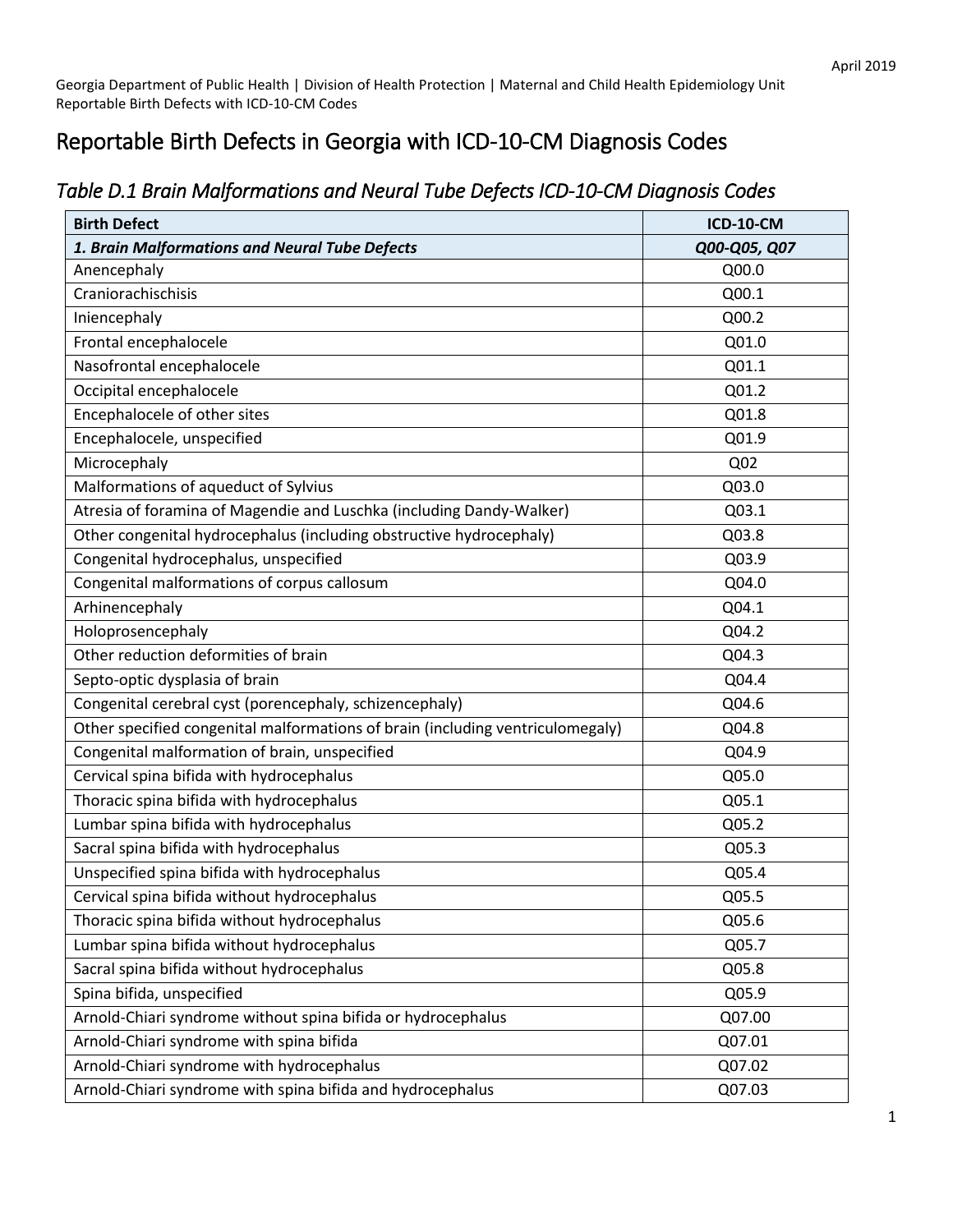# Reportable Birth Defects in Georgia with ICD-10-CM Diagnosis Codes

## *Table D.1 Brain Malformations and Neural Tube Defects ICD-10-CM Diagnosis Codes*

| Birth Defect | ICD-10-CM |
|---|---|
| ***1. Brain Malformations and Neural Tube Defects*** | ***Q00-Q05, Q07*** |
| Anencephaly | Q00.0 |
| Craniorachischisis | Q00.1 |
| Iniencephaly | Q00.2 |
| Frontal encephalocele | Q01.0 |
| Nasofrontal encephalocele | Q01.1 |
| Occipital encephalocele | Q01.2 |
| Encephalocele of other sites | Q01.8 |
| Encephalocele, unspecified | Q01.9 |
| Microcephaly | Q02 |
| Malformations of aqueduct of Sylvius | Q03.0 |
| Atresia of foramina of Magendie and Luschka (including Dandy-Walker) | Q03.1 |
| Other congenital hydrocephalus (including obstructive hydrocephaly) | Q03.8 |
| Congenital hydrocephalus, unspecified | Q03.9 |
| Congenital malformations of corpus callosum | Q04.0 |
| Arhinencephaly | Q04.1 |
| Holoprosencephaly | Q04.2 |
| Other reduction deformities of brain | Q04.3 |
| Septo-optic dysplasia of brain | Q04.4 |
| Congenital cerebral cyst (porencephaly, schizencephaly) | Q04.6 |
| Other specified congenital malformations of brain (including ventriculomegaly) | Q04.8 |
| Congenital malformation of brain, unspecified | Q04.9 |
| Cervical spina bifida with hydrocephalus | Q05.0 |
| Thoracic spina bifida with hydrocephalus | Q05.1 |
| Lumbar spina bifida with hydrocephalus | Q05.2 |
| Sacral spina bifida with hydrocephalus | Q05.3 |
| Unspecified spina bifida with hydrocephalus | Q05.4 |
| Cervical spina bifida without hydrocephalus | Q05.5 |
| Thoracic spina bifida without hydrocephalus | Q05.6 |
| Lumbar spina bifida without hydrocephalus | Q05.7 |
| Sacral spina bifida without hydrocephalus | Q05.8 |
| Spina bifida, unspecified | Q05.9 |
| Arnold-Chiari syndrome without spina bifida or hydrocephalus | Q07.00 |
| Arnold-Chiari syndrome with spina bifida | Q07.01 |
| Arnold-Chiari syndrome with hydrocephalus | Q07.02 |
| Arnold-Chiari syndrome with spina bifida and hydrocephalus | Q07.03 |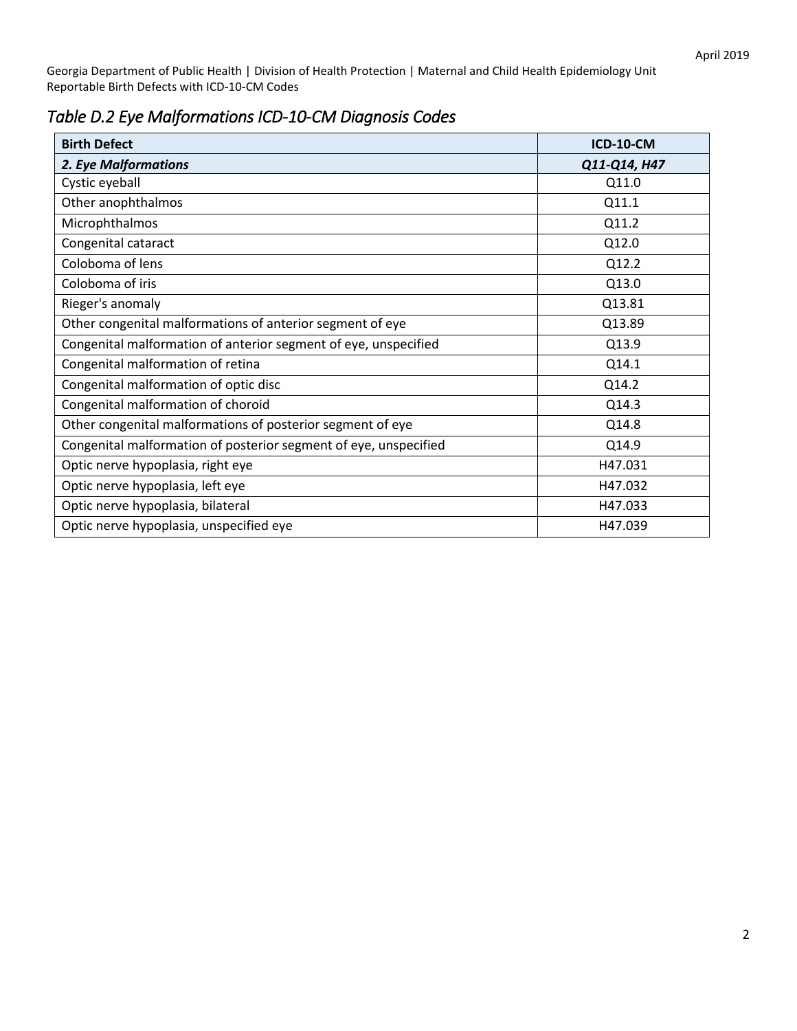## *Table D.2 Eye Malformations ICD-10-CM Diagnosis Codes*

| Birth Defect | ICD-10-CM |
|---|---|
| ***2. Eye Malformations*** | ***Q11-Q14, H47*** |
| Cystic eyeball | Q11.0 |
| Other anophthalmos | Q11.1 |
| Microphthalmos | Q11.2 |
| Congenital cataract | Q12.0 |
| Coloboma of lens | Q12.2 |
| Coloboma of iris | Q13.0 |
| Rieger's anomaly | Q13.81 |
| Other congenital malformations of anterior segment of eye | Q13.89 |
| Congenital malformation of anterior segment of eye, unspecified | Q13.9 |
| Congenital malformation of retina | Q14.1 |
| Congenital malformation of optic disc | Q14.2 |
| Congenital malformation of choroid | Q14.3 |
| Other congenital malformations of posterior segment of eye | Q14.8 |
| Congenital malformation of posterior segment of eye, unspecified | Q14.9 |
| Optic nerve hypoplasia, right eye | H47.031 |
| Optic nerve hypoplasia, left eye | H47.032 |
| Optic nerve hypoplasia, bilateral | H47.033 |
| Optic nerve hypoplasia, unspecified eye | H47.039 |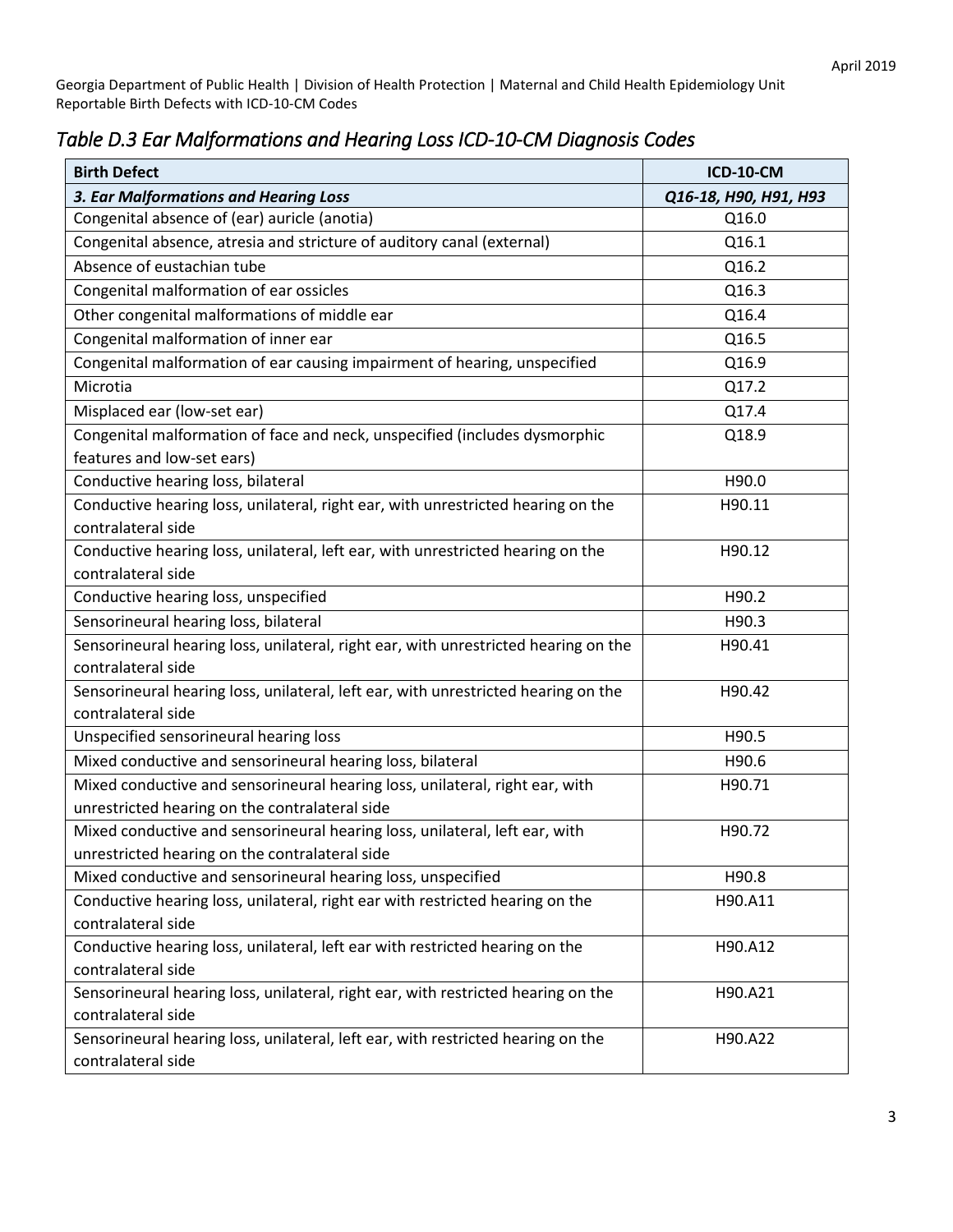## *Table D.3 Ear Malformations and Hearing Loss ICD-10-CM Diagnosis Codes*

| **Birth Defect** | **ICD-10-CM** |
|---|---|
| ***3. Ear Malformations and Hearing Loss*** | ***Q16-18, H90, H91, H93*** |
| Congenital absence of (ear) auricle (anotia) | Q16.0 |
| Congenital absence, atresia and stricture of auditory canal (external) | Q16.1 |
| Absence of eustachian tube | Q16.2 |
| Congenital malformation of ear ossicles | Q16.3 |
| Other congenital malformations of middle ear | Q16.4 |
| Congenital malformation of inner ear | Q16.5 |
| Congenital malformation of ear causing impairment of hearing, unspecified | Q16.9 |
| Microtia | Q17.2 |
| Misplaced ear (low-set ear) | Q17.4 |
| Congenital malformation of face and neck, unspecified (includes dysmorphic features and low-set ears) | Q18.9 |
| Conductive hearing loss, bilateral | H90.0 |
| Conductive hearing loss, unilateral, right ear, with unrestricted hearing on the contralateral side | H90.11 |
| Conductive hearing loss, unilateral, left ear, with unrestricted hearing on the contralateral side | H90.12 |
| Conductive hearing loss, unspecified | H90.2 |
| Sensorineural hearing loss, bilateral | H90.3 |
| Sensorineural hearing loss, unilateral, right ear, with unrestricted hearing on the contralateral side | H90.41 |
| Sensorineural hearing loss, unilateral, left ear, with unrestricted hearing on the contralateral side | H90.42 |
| Unspecified sensorineural hearing loss | H90.5 |
| Mixed conductive and sensorineural hearing loss, bilateral | H90.6 |
| Mixed conductive and sensorineural hearing loss, unilateral, right ear, with unrestricted hearing on the contralateral side | H90.71 |
| Mixed conductive and sensorineural hearing loss, unilateral, left ear, with unrestricted hearing on the contralateral side | H90.72 |
| Mixed conductive and sensorineural hearing loss, unspecified | H90.8 |
| Conductive hearing loss, unilateral, right ear with restricted hearing on the contralateral side | H90.A11 |
| Conductive hearing loss, unilateral, left ear with restricted hearing on the contralateral side | H90.A12 |
| Sensorineural hearing loss, unilateral, right ear, with restricted hearing on the contralateral side | H90.A21 |
| Sensorineural hearing loss, unilateral, left ear, with restricted hearing on the contralateral side | H90.A22 |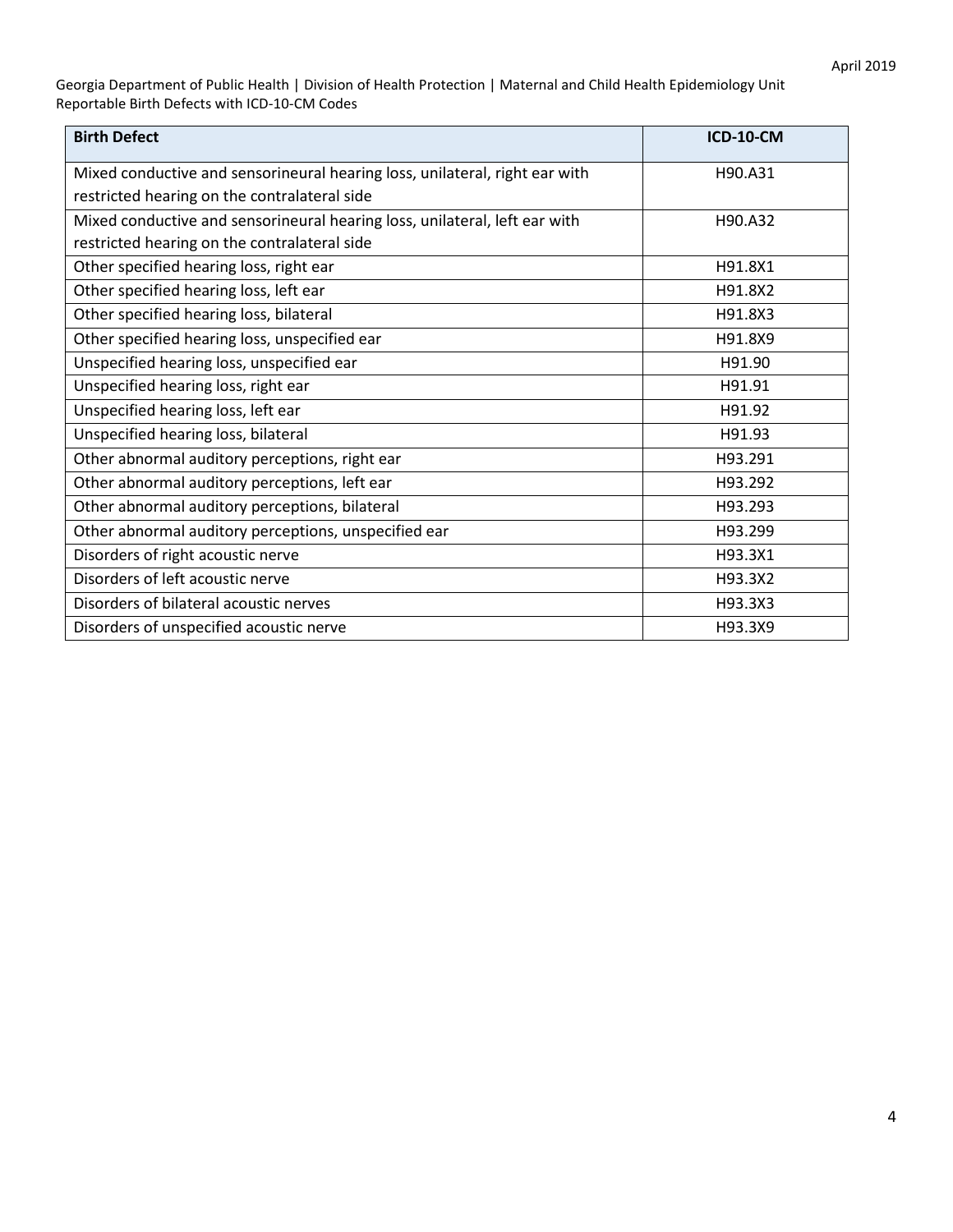| Birth Defect | ICD-10-CM |
| --- | --- |
| Mixed conductive and sensorineural hearing loss, unilateral, right ear with restricted hearing on the contralateral side | H90.A31 |
| Mixed conductive and sensorineural hearing loss, unilateral, left ear with restricted hearing on the contralateral side | H90.A32 |
| Other specified hearing loss, right ear | H91.8X1 |
| Other specified hearing loss, left ear | H91.8X2 |
| Other specified hearing loss, bilateral | H91.8X3 |
| Other specified hearing loss, unspecified ear | H91.8X9 |
| Unspecified hearing loss, unspecified ear | H91.90 |
| Unspecified hearing loss, right ear | H91.91 |
| Unspecified hearing loss, left ear | H91.92 |
| Unspecified hearing loss, bilateral | H91.93 |
| Other abnormal auditory perceptions, right ear | H93.291 |
| Other abnormal auditory perceptions, left ear | H93.292 |
| Other abnormal auditory perceptions, bilateral | H93.293 |
| Other abnormal auditory perceptions, unspecified ear | H93.299 |
| Disorders of right acoustic nerve | H93.3X1 |
| Disorders of left acoustic nerve | H93.3X2 |
| Disorders of bilateral acoustic nerves | H93.3X3 |
| Disorders of unspecified acoustic nerve | H93.3X9 |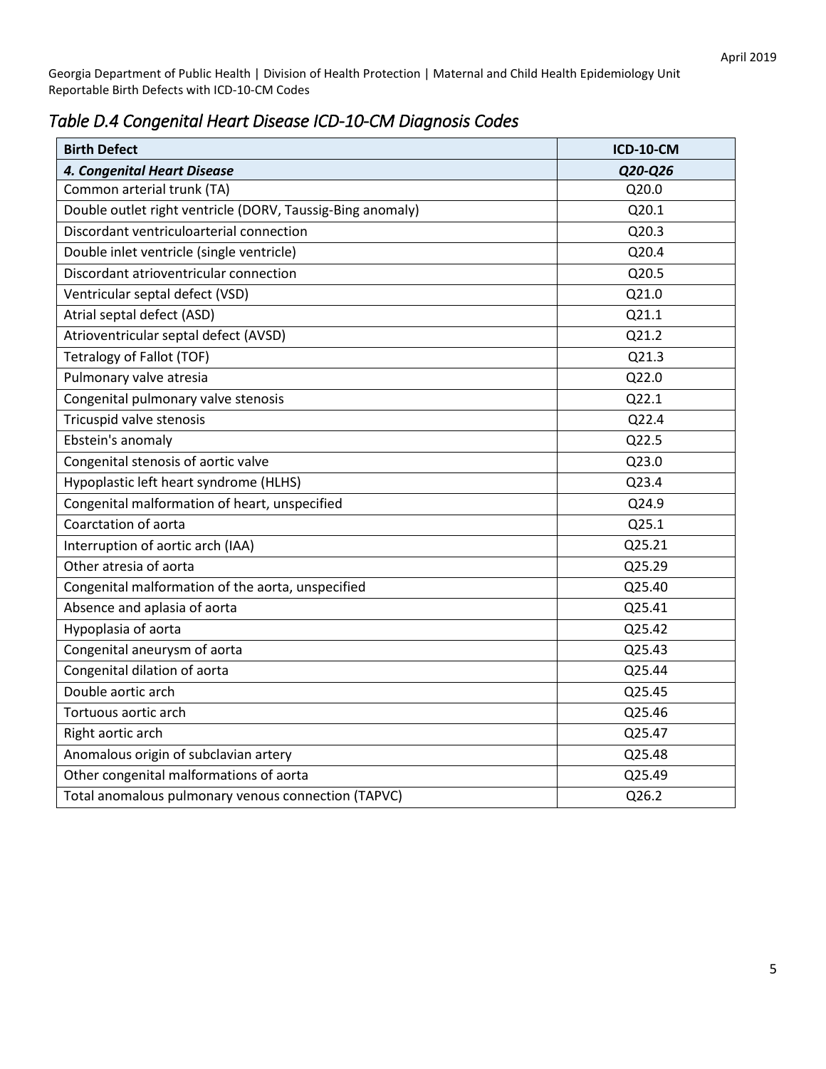## *Table D.4 Congenital Heart Disease ICD-10-CM Diagnosis Codes*

| **Birth Defect** | **ICD-10-CM** |
|---|---|
| ***4. Congenital Heart Disease*** | ***Q20-Q26*** |
| Common arterial trunk (TA) | Q20.0 |
| Double outlet right ventricle (DORV, Taussig-Bing anomaly) | Q20.1 |
| Discordant ventriculoarterial connection | Q20.3 |
| Double inlet ventricle (single ventricle) | Q20.4 |
| Discordant atrioventricular connection | Q20.5 |
| Ventricular septal defect (VSD) | Q21.0 |
| Atrial septal defect (ASD) | Q21.1 |
| Atrioventricular septal defect (AVSD) | Q21.2 |
| Tetralogy of Fallot (TOF) | Q21.3 |
| Pulmonary valve atresia | Q22.0 |
| Congenital pulmonary valve stenosis | Q22.1 |
| Tricuspid valve stenosis | Q22.4 |
| Ebstein's anomaly | Q22.5 |
| Congenital stenosis of aortic valve | Q23.0 |
| Hypoplastic left heart syndrome (HLHS) | Q23.4 |
| Congenital malformation of heart, unspecified | Q24.9 |
| Coarctation of aorta | Q25.1 |
| Interruption of aortic arch (IAA) | Q25.21 |
| Other atresia of aorta | Q25.29 |
| Congenital malformation of the aorta, unspecified | Q25.40 |
| Absence and aplasia of aorta | Q25.41 |
| Hypoplasia of aorta | Q25.42 |
| Congenital aneurysm of aorta | Q25.43 |
| Congenital dilation of aorta | Q25.44 |
| Double aortic arch | Q25.45 |
| Tortuous aortic arch | Q25.46 |
| Right aortic arch | Q25.47 |
| Anomalous origin of subclavian artery | Q25.48 |
| Other congenital malformations of aorta | Q25.49 |
| Total anomalous pulmonary venous connection (TAPVC) | Q26.2 |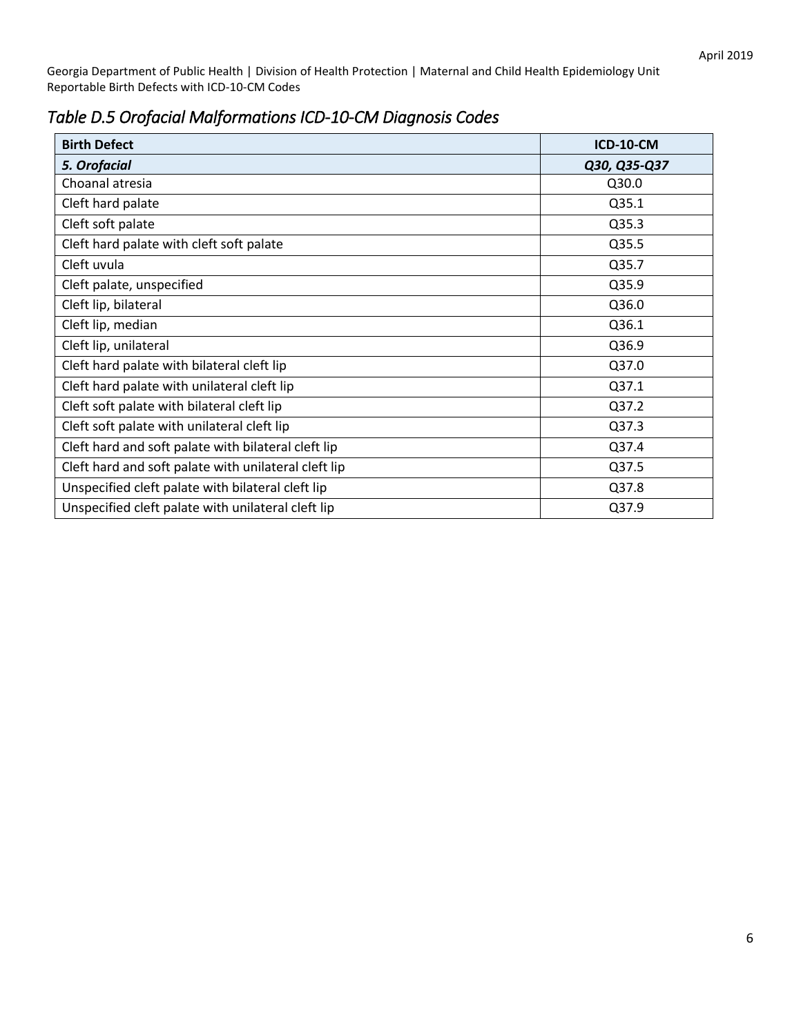## *Table D.5 Orofacial Malformations ICD-10-CM Diagnosis Codes*

| Birth Defect | ICD-10-CM |
|---|---|
| ***5. Orofacial*** | ***Q30, Q35-Q37*** |
| Choanal atresia | Q30.0 |
| Cleft hard palate | Q35.1 |
| Cleft soft palate | Q35.3 |
| Cleft hard palate with cleft soft palate | Q35.5 |
| Cleft uvula | Q35.7 |
| Cleft palate, unspecified | Q35.9 |
| Cleft lip, bilateral | Q36.0 |
| Cleft lip, median | Q36.1 |
| Cleft lip, unilateral | Q36.9 |
| Cleft hard palate with bilateral cleft lip | Q37.0 |
| Cleft hard palate with unilateral cleft lip | Q37.1 |
| Cleft soft palate with bilateral cleft lip | Q37.2 |
| Cleft soft palate with unilateral cleft lip | Q37.3 |
| Cleft hard and soft palate with bilateral cleft lip | Q37.4 |
| Cleft hard and soft palate with unilateral cleft lip | Q37.5 |
| Unspecified cleft palate with bilateral cleft lip | Q37.8 |
| Unspecified cleft palate with unilateral cleft lip | Q37.9 |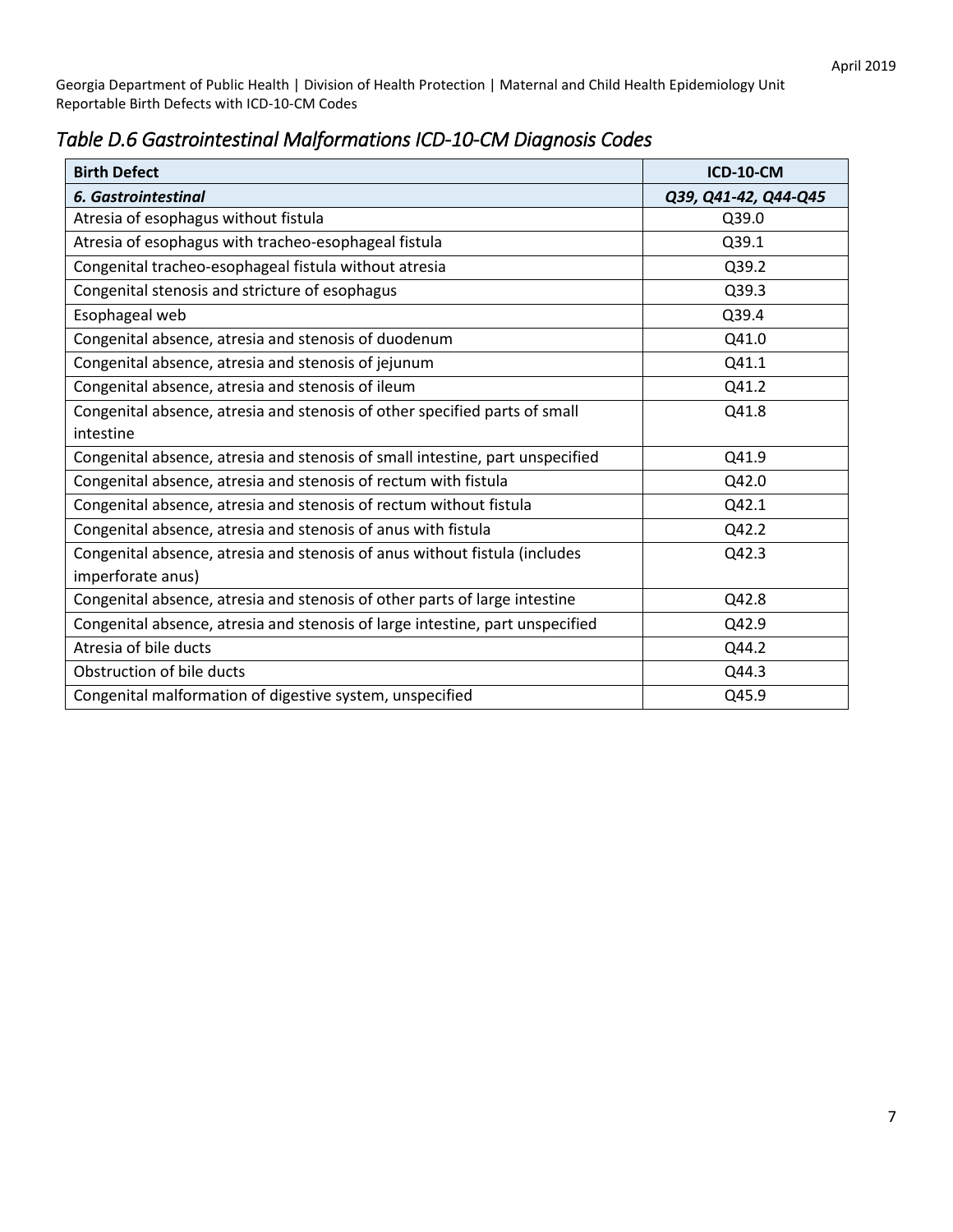## *Table D.6 Gastrointestinal Malformations ICD-10-CM Diagnosis Codes*

| **Birth Defect** | **ICD-10-CM** |
|---|---|
| ***6. Gastrointestinal*** | ***Q39, Q41-42, Q44-Q45*** |
| Atresia of esophagus without fistula | Q39.0 |
| Atresia of esophagus with tracheo-esophageal fistula | Q39.1 |
| Congenital tracheo-esophageal fistula without atresia | Q39.2 |
| Congenital stenosis and stricture of esophagus | Q39.3 |
| Esophageal web | Q39.4 |
| Congenital absence, atresia and stenosis of duodenum | Q41.0 |
| Congenital absence, atresia and stenosis of jejunum | Q41.1 |
| Congenital absence, atresia and stenosis of ileum | Q41.2 |
| Congenital absence, atresia and stenosis of other specified parts of small intestine | Q41.8 |
| Congenital absence, atresia and stenosis of small intestine, part unspecified | Q41.9 |
| Congenital absence, atresia and stenosis of rectum with fistula | Q42.0 |
| Congenital absence, atresia and stenosis of rectum without fistula | Q42.1 |
| Congenital absence, atresia and stenosis of anus with fistula | Q42.2 |
| Congenital absence, atresia and stenosis of anus without fistula (includes imperforate anus) | Q42.3 |
| Congenital absence, atresia and stenosis of other parts of large intestine | Q42.8 |
| Congenital absence, atresia and stenosis of large intestine, part unspecified | Q42.9 |
| Atresia of bile ducts | Q44.2 |
| Obstruction of bile ducts | Q44.3 |
| Congenital malformation of digestive system, unspecified | Q45.9 |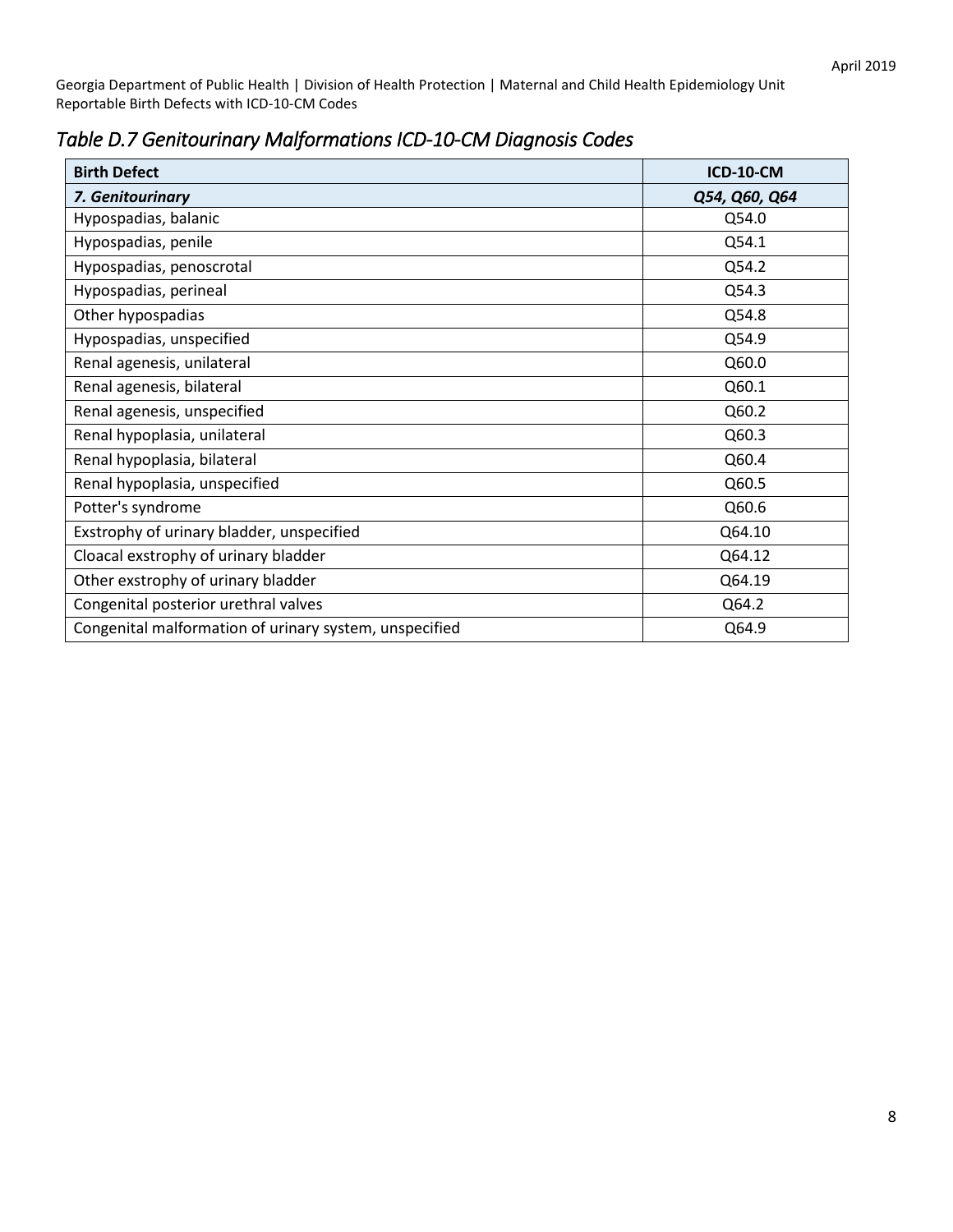## *Table D.7 Genitourinary Malformations ICD-10-CM Diagnosis Codes*

| Birth Defect | ICD-10-CM |
|---|---|
| ***7. Genitourinary*** | ***Q54, Q60, Q64*** |
| Hypospadias, balanic | Q54.0 |
| Hypospadias, penile | Q54.1 |
| Hypospadias, penoscrotal | Q54.2 |
| Hypospadias, perineal | Q54.3 |
| Other hypospadias | Q54.8 |
| Hypospadias, unspecified | Q54.9 |
| Renal agenesis, unilateral | Q60.0 |
| Renal agenesis, bilateral | Q60.1 |
| Renal agenesis, unspecified | Q60.2 |
| Renal hypoplasia, unilateral | Q60.3 |
| Renal hypoplasia, bilateral | Q60.4 |
| Renal hypoplasia, unspecified | Q60.5 |
| Potter's syndrome | Q60.6 |
| Exstrophy of urinary bladder, unspecified | Q64.10 |
| Cloacal exstrophy of urinary bladder | Q64.12 |
| Other exstrophy of urinary bladder | Q64.19 |
| Congenital posterior urethral valves | Q64.2 |
| Congenital malformation of urinary system, unspecified | Q64.9 |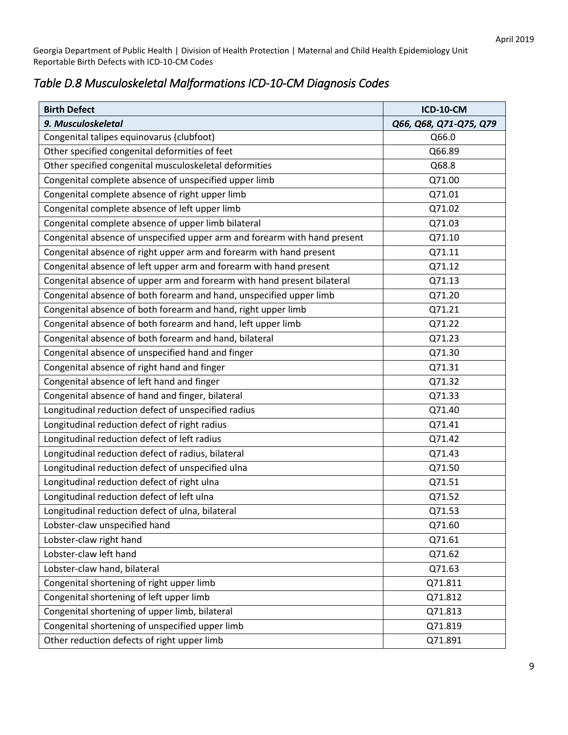## *Table D.8 Musculoskeletal Malformations ICD-10-CM Diagnosis Codes*

| Birth Defect | ICD-10-CM |
|---|---|
| ***9. Musculoskeletal*** | ***Q66, Q68, Q71-Q75, Q79*** |
| Congenital talipes equinovarus (clubfoot) | Q66.0 |
| Other specified congenital deformities of feet | Q66.89 |
| Other specified congenital musculoskeletal deformities | Q68.8 |
| Congenital complete absence of unspecified upper limb | Q71.00 |
| Congenital complete absence of right upper limb | Q71.01 |
| Congenital complete absence of left upper limb | Q71.02 |
| Congenital complete absence of upper limb bilateral | Q71.03 |
| Congenital absence of unspecified upper arm and forearm with hand present | Q71.10 |
| Congenital absence of right upper arm and forearm with hand present | Q71.11 |
| Congenital absence of left upper arm and forearm with hand present | Q71.12 |
| Congenital absence of upper arm and forearm with hand present bilateral | Q71.13 |
| Congenital absence of both forearm and hand, unspecified upper limb | Q71.20 |
| Congenital absence of both forearm and hand, right upper limb | Q71.21 |
| Congenital absence of both forearm and hand, left upper limb | Q71.22 |
| Congenital absence of both forearm and hand, bilateral | Q71.23 |
| Congenital absence of unspecified hand and finger | Q71.30 |
| Congenital absence of right hand and finger | Q71.31 |
| Congenital absence of left hand and finger | Q71.32 |
| Congenital absence of hand and finger, bilateral | Q71.33 |
| Longitudinal reduction defect of unspecified radius | Q71.40 |
| Longitudinal reduction defect of right radius | Q71.41 |
| Longitudinal reduction defect of left radius | Q71.42 |
| Longitudinal reduction defect of radius, bilateral | Q71.43 |
| Longitudinal reduction defect of unspecified ulna | Q71.50 |
| Longitudinal reduction defect of right ulna | Q71.51 |
| Longitudinal reduction defect of left ulna | Q71.52 |
| Longitudinal reduction defect of ulna, bilateral | Q71.53 |
| Lobster-claw unspecified hand | Q71.60 |
| Lobster-claw right hand | Q71.61 |
| Lobster-claw left hand | Q71.62 |
| Lobster-claw hand, bilateral | Q71.63 |
| Congenital shortening of right upper limb | Q71.811 |
| Congenital shortening of left upper limb | Q71.812 |
| Congenital shortening of upper limb, bilateral | Q71.813 |
| Congenital shortening of unspecified upper limb | Q71.819 |
| Other reduction defects of right upper limb | Q71.891 |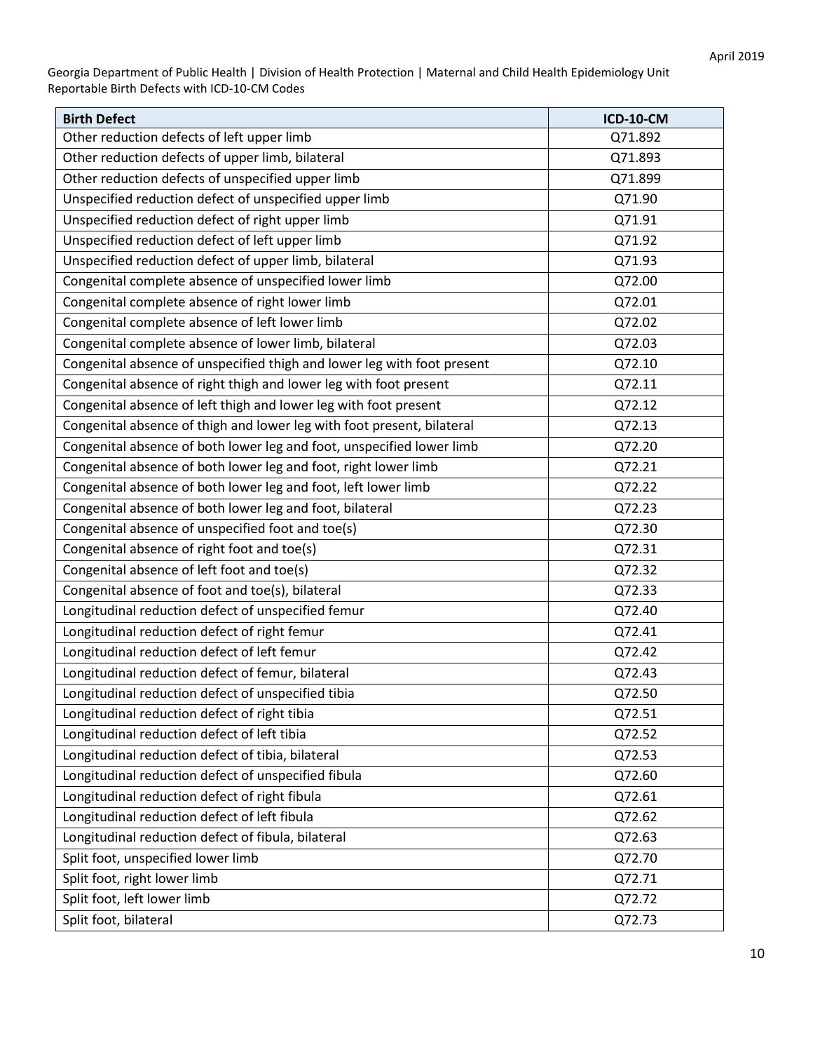| Birth Defect | ICD-10-CM |
|---|---|
| Other reduction defects of left upper limb | Q71.892 |
| Other reduction defects of upper limb, bilateral | Q71.893 |
| Other reduction defects of unspecified upper limb | Q71.899 |
| Unspecified reduction defect of unspecified upper limb | Q71.90 |
| Unspecified reduction defect of right upper limb | Q71.91 |
| Unspecified reduction defect of left upper limb | Q71.92 |
| Unspecified reduction defect of upper limb, bilateral | Q71.93 |
| Congenital complete absence of unspecified lower limb | Q72.00 |
| Congenital complete absence of right lower limb | Q72.01 |
| Congenital complete absence of left lower limb | Q72.02 |
| Congenital complete absence of lower limb, bilateral | Q72.03 |
| Congenital absence of unspecified thigh and lower leg with foot present | Q72.10 |
| Congenital absence of right thigh and lower leg with foot present | Q72.11 |
| Congenital absence of left thigh and lower leg with foot present | Q72.12 |
| Congenital absence of thigh and lower leg with foot present, bilateral | Q72.13 |
| Congenital absence of both lower leg and foot, unspecified lower limb | Q72.20 |
| Congenital absence of both lower leg and foot, right lower limb | Q72.21 |
| Congenital absence of both lower leg and foot, left lower limb | Q72.22 |
| Congenital absence of both lower leg and foot, bilateral | Q72.23 |
| Congenital absence of unspecified foot and toe(s) | Q72.30 |
| Congenital absence of right foot and toe(s) | Q72.31 |
| Congenital absence of left foot and toe(s) | Q72.32 |
| Congenital absence of foot and toe(s), bilateral | Q72.33 |
| Longitudinal reduction defect of unspecified femur | Q72.40 |
| Longitudinal reduction defect of right femur | Q72.41 |
| Longitudinal reduction defect of left femur | Q72.42 |
| Longitudinal reduction defect of femur, bilateral | Q72.43 |
| Longitudinal reduction defect of unspecified tibia | Q72.50 |
| Longitudinal reduction defect of right tibia | Q72.51 |
| Longitudinal reduction defect of left tibia | Q72.52 |
| Longitudinal reduction defect of tibia, bilateral | Q72.53 |
| Longitudinal reduction defect of unspecified fibula | Q72.60 |
| Longitudinal reduction defect of right fibula | Q72.61 |
| Longitudinal reduction defect of left fibula | Q72.62 |
| Longitudinal reduction defect of fibula, bilateral | Q72.63 |
| Split foot, unspecified lower limb | Q72.70 |
| Split foot, right lower limb | Q72.71 |
| Split foot, left lower limb | Q72.72 |
| Split foot, bilateral | Q72.73 |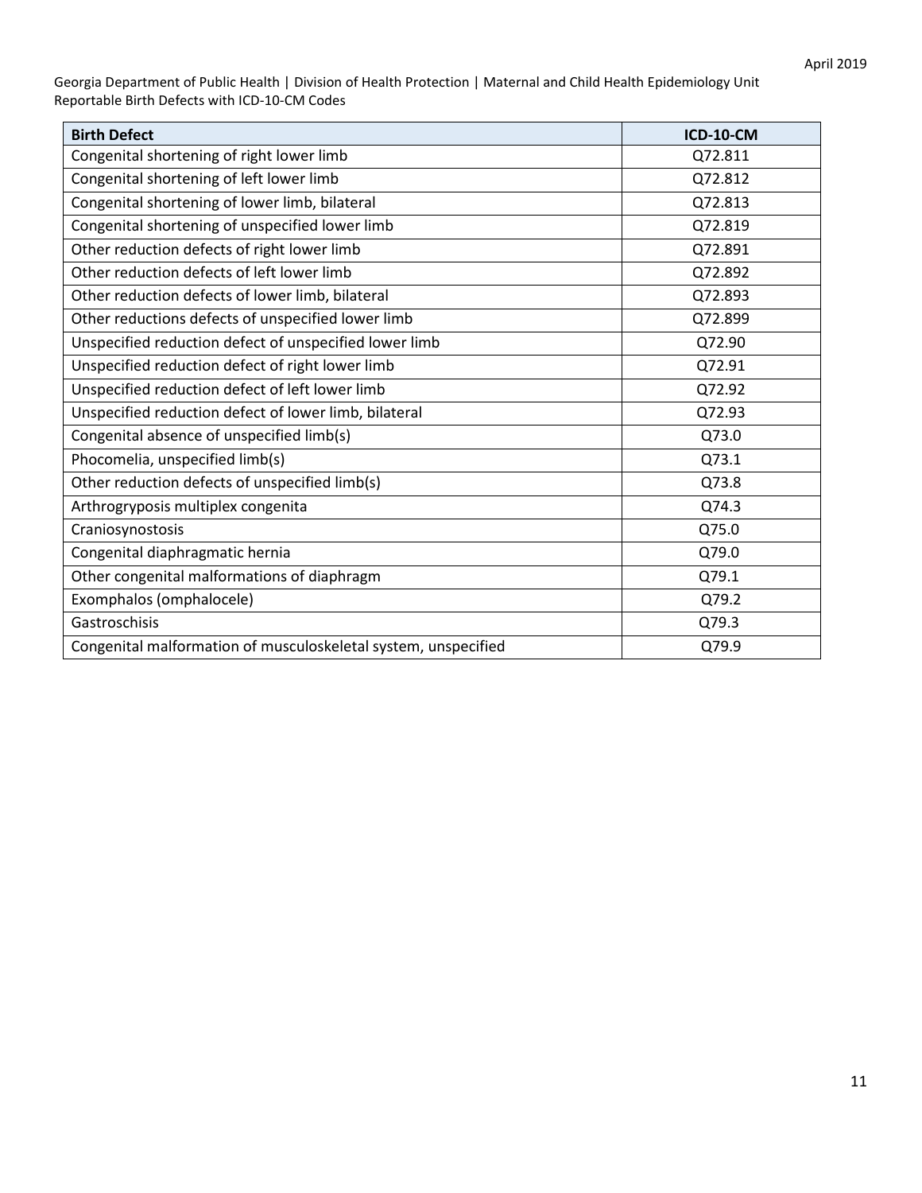| Birth Defect | ICD-10-CM |
|---|---|
| Congenital shortening of right lower limb | Q72.811 |
| Congenital shortening of left lower limb | Q72.812 |
| Congenital shortening of lower limb, bilateral | Q72.813 |
| Congenital shortening of unspecified lower limb | Q72.819 |
| Other reduction defects of right lower limb | Q72.891 |
| Other reduction defects of left lower limb | Q72.892 |
| Other reduction defects of lower limb, bilateral | Q72.893 |
| Other reductions defects of unspecified lower limb | Q72.899 |
| Unspecified reduction defect of unspecified lower limb | Q72.90 |
| Unspecified reduction defect of right lower limb | Q72.91 |
| Unspecified reduction defect of left lower limb | Q72.92 |
| Unspecified reduction defect of lower limb, bilateral | Q72.93 |
| Congenital absence of unspecified limb(s) | Q73.0 |
| Phocomelia, unspecified limb(s) | Q73.1 |
| Other reduction defects of unspecified limb(s) | Q73.8 |
| Arthrogryposis multiplex congenita | Q74.3 |
| Craniosynostosis | Q75.0 |
| Congenital diaphragmatic hernia | Q79.0 |
| Other congenital malformations of diaphragm | Q79.1 |
| Exomphalos (omphalocele) | Q79.2 |
| Gastroschisis | Q79.3 |
| Congenital malformation of musculoskeletal system, unspecified | Q79.9 |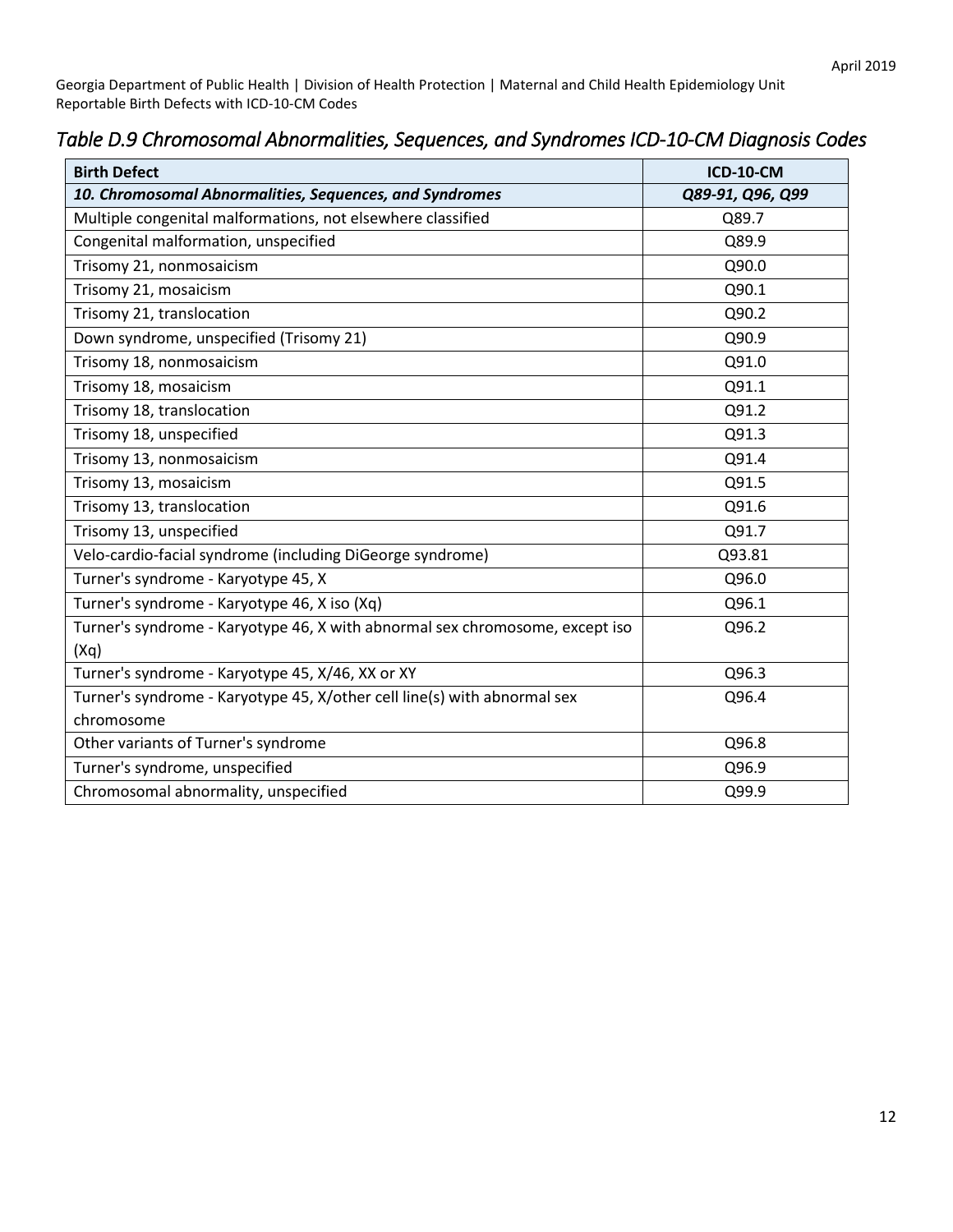## *Table D.9 Chromosomal Abnormalities, Sequences, and Syndromes ICD-10-CM Diagnosis Codes*

| Birth Defect | ICD-10-CM |
| --- | --- |
| ***10. Chromosomal Abnormalities, Sequences, and Syndromes*** | ***Q89-91, Q96, Q99*** |
| Multiple congenital malformations, not elsewhere classified | Q89.7 |
| Congenital malformation, unspecified | Q89.9 |
| Trisomy 21, nonmosaicism | Q90.0 |
| Trisomy 21, mosaicism | Q90.1 |
| Trisomy 21, translocation | Q90.2 |
| Down syndrome, unspecified (Trisomy 21) | Q90.9 |
| Trisomy 18, nonmosaicism | Q91.0 |
| Trisomy 18, mosaicism | Q91.1 |
| Trisomy 18, translocation | Q91.2 |
| Trisomy 18, unspecified | Q91.3 |
| Trisomy 13, nonmosaicism | Q91.4 |
| Trisomy 13, mosaicism | Q91.5 |
| Trisomy 13, translocation | Q91.6 |
| Trisomy 13, unspecified | Q91.7 |
| Velo-cardio-facial syndrome (including DiGeorge syndrome) | Q93.81 |
| Turner's syndrome - Karyotype 45, X | Q96.0 |
| Turner's syndrome - Karyotype 46, X iso (Xq) | Q96.1 |
| Turner's syndrome - Karyotype 46, X with abnormal sex chromosome, except iso (Xq) | Q96.2 |
| Turner's syndrome - Karyotype 45, X/46, XX or XY | Q96.3 |
| Turner's syndrome - Karyotype 45, X/other cell line(s) with abnormal sex chromosome | Q96.4 |
| Other variants of Turner's syndrome | Q96.8 |
| Turner's syndrome, unspecified | Q96.9 |
| Chromosomal abnormality, unspecified | Q99.9 |